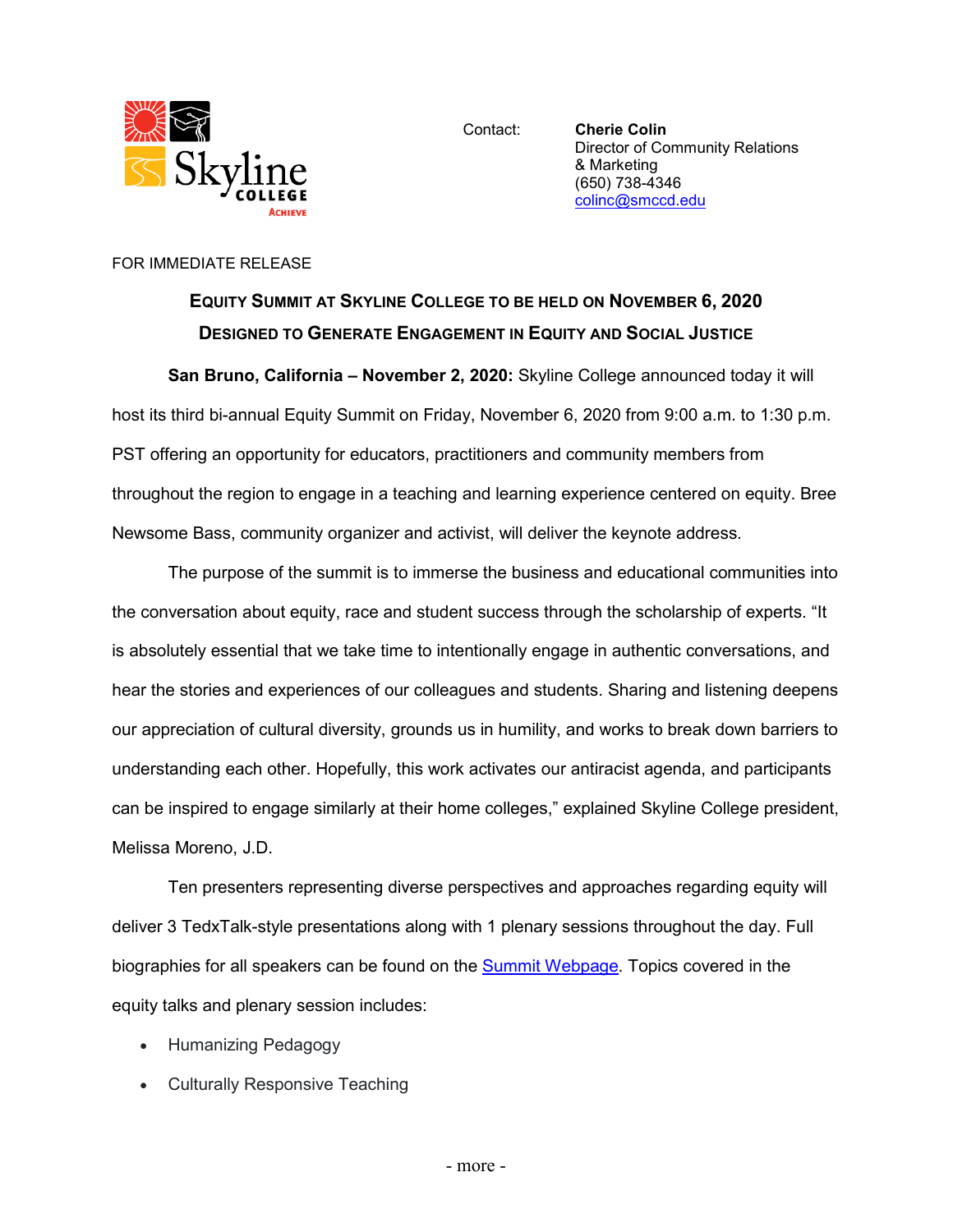Contact: **Cherie Colin**
Director of Community Relations & Marketing
(650) 738-4346
colinc@smccd.edu

FOR IMMEDIATE RELEASE

## EQUITY SUMMIT AT SKYLINE COLLEGE TO BE HELD ON NOVEMBER 6, 2020
## DESIGNED TO GENERATE ENGAGEMENT IN EQUITY AND SOCIAL JUSTICE

**San Bruno, California – November 2, 2020:** Skyline College announced today it will host its third bi-annual Equity Summit on Friday, November 6, 2020 from 9:00 a.m. to 1:30 p.m. PST offering an opportunity for educators, practitioners and community members from throughout the region to engage in a teaching and learning experience centered on equity. Bree Newsome Bass, community organizer and activist, will deliver the keynote address.

The purpose of the summit is to immerse the business and educational communities into the conversation about equity, race and student success through the scholarship of experts. "It is absolutely essential that we take time to intentionally engage in authentic conversations, and hear the stories and experiences of our colleagues and students. Sharing and listening deepens our appreciation of cultural diversity, grounds us in humility, and works to break down barriers to understanding each other. Hopefully, this work activates our antiracist agenda, and participants can be inspired to engage similarly at their home colleges," explained Skyline College president, Melissa Moreno, J.D.

Ten presenters representing diverse perspectives and approaches regarding equity will deliver 3 TedxTalk-style presentations along with 1 plenary sessions throughout the day. Full biographies for all speakers can be found on the Summit Webpage. Topics covered in the equity talks and plenary session includes:

- Humanizing Pedagogy
- Culturally Responsive Teaching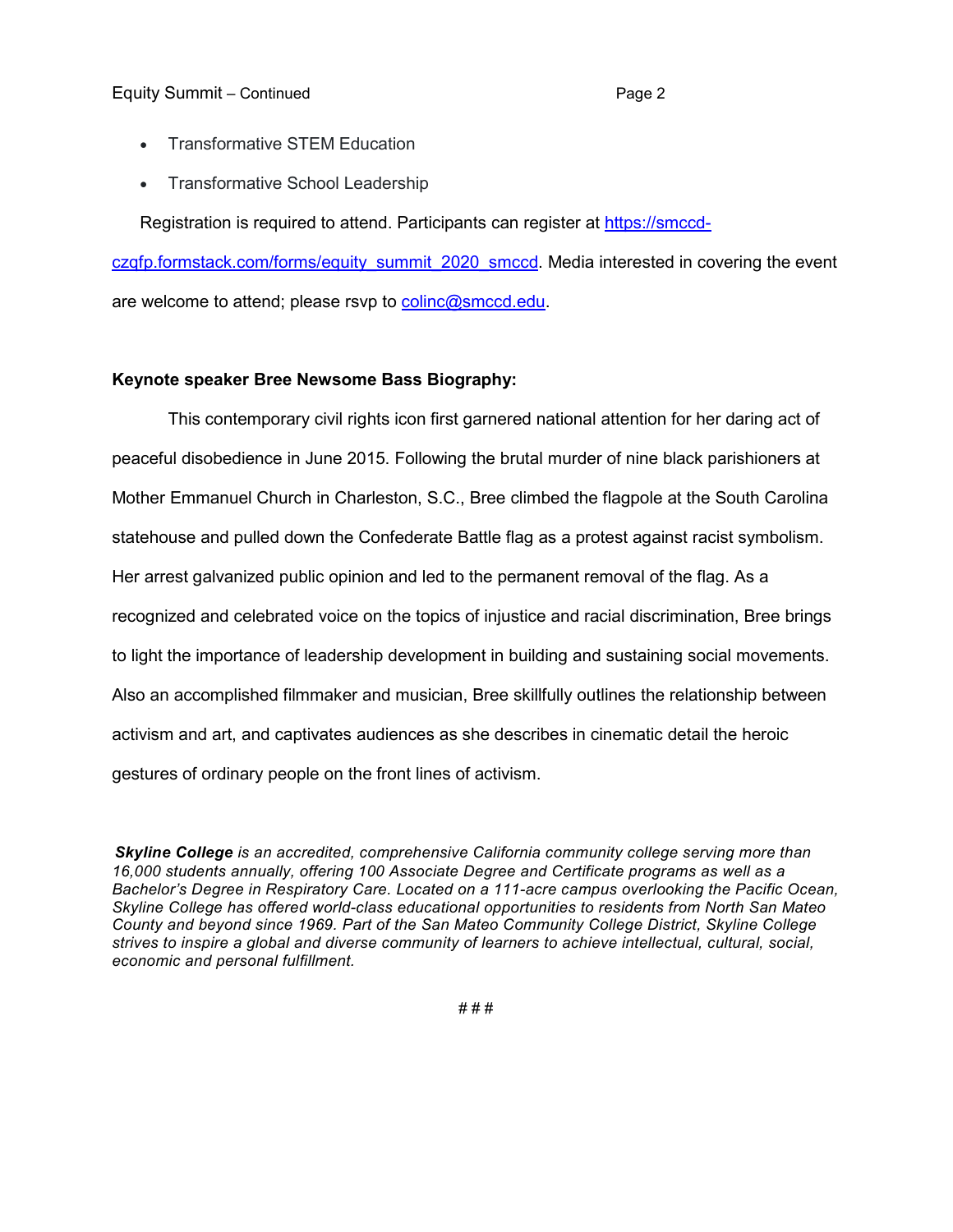- Transformative STEM Education
- Transformative School Leadership

Registration is required to attend. Participants can register at [https://smccd-czqfp.formstack.com/forms/equity_summit_2020_smccd](https://smccd-czqfp.formstack.com/forms/equity_summit_2020_smccd). Media interested in covering the event are welcome to attend; please rsvp to [colinc@smccd.edu](mailto:colinc@smccd.edu).

**Keynote speaker Bree Newsome Bass Biography:**

This contemporary civil rights icon first garnered national attention for her daring act of peaceful disobedience in June 2015. Following the brutal murder of nine black parishioners at Mother Emmanuel Church in Charleston, S.C., Bree climbed the flagpole at the South Carolina statehouse and pulled down the Confederate Battle flag as a protest against racist symbolism. Her arrest galvanized public opinion and led to the permanent removal of the flag. As a recognized and celebrated voice on the topics of injustice and racial discrimination, Bree brings to light the importance of leadership development in building and sustaining social movements. Also an accomplished filmmaker and musician, Bree skillfully outlines the relationship between activism and art, and captivates audiences as she describes in cinematic detail the heroic gestures of ordinary people on the front lines of activism.

***Skyline College** is an accredited, comprehensive California community college serving more than 16,000 students annually, offering 100 Associate Degree and Certificate programs as well as a Bachelor's Degree in Respiratory Care. Located on a 111-acre campus overlooking the Pacific Ocean, Skyline College has offered world-class educational opportunities to residents from North San Mateo County and beyond since 1969. Part of the San Mateo Community College District, Skyline College strives to inspire a global and diverse community of learners to achieve intellectual, cultural, social, economic and personal fulfillment.*

# # #